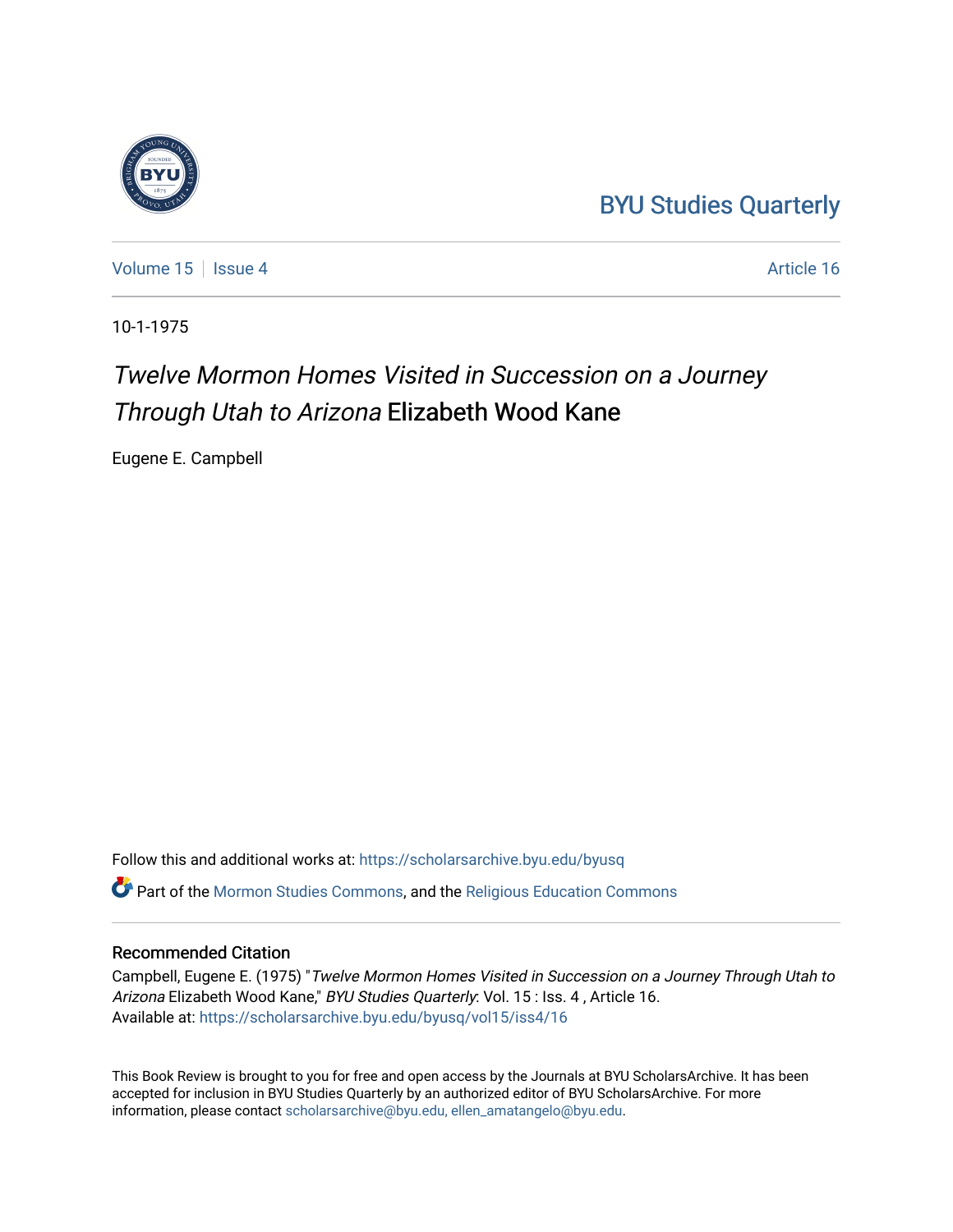BYU Studies Quarterly

Volume 15 | Issue 4 | Article 16

10-1-1975

# *Twelve Mormon Homes Visited in Succession on a Journey Through Utah to Arizona* Elizabeth Wood Kane

Eugene E. Campbell

Follow this and additional works at: https://scholarsarchive.byu.edu/byusq

Part of the Mormon Studies Commons, and the Religious Education Commons

## Recommended Citation

Campbell, Eugene E. (1975) "*Twelve Mormon Homes Visited in Succession on a Journey Through Utah to Arizona* Elizabeth Wood Kane," *BYU Studies Quarterly*: Vol. 15 : Iss. 4 , Article 16.
Available at: https://scholarsarchive.byu.edu/byusq/vol15/iss4/16

This Book Review is brought to you for free and open access by the Journals at BYU ScholarsArchive. It has been accepted for inclusion in BYU Studies Quarterly by an authorized editor of BYU ScholarsArchive. For more information, please contact scholarsarchive@byu.edu, ellen_amatangelo@byu.edu.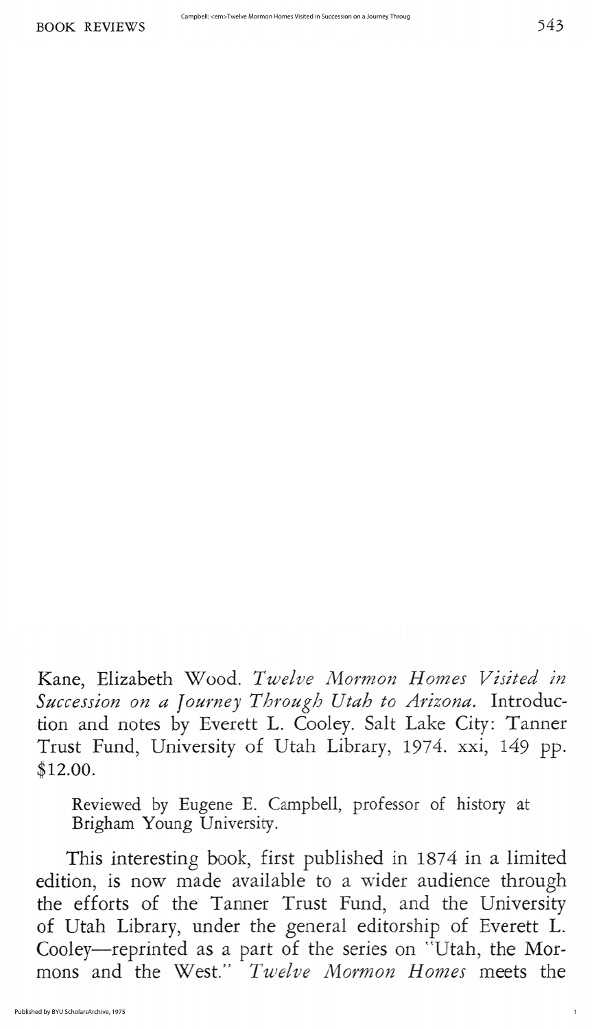Kane, Elizabeth Wood. *Twelve Mormon Homes Visited in Succession on a Journey Through Utah to Arizona.* Introduction and notes by Everett L. Cooley. Salt Lake City: Tanner Trust Fund, University of Utah Library, 1974. xxi, 149 pp. $12.00.

Reviewed by Eugene E. Campbell, professor of history at Brigham Young University.

This interesting book, first published in 1874 in a limited edition, is now made available to a wider audience through the efforts of the Tanner Trust Fund, and the University of Utah Library, under the general editorship of Everett L. Cooley—reprinted as a part of the series on "Utah, the Mormons and the West." *Twelve Mormon Homes* meets the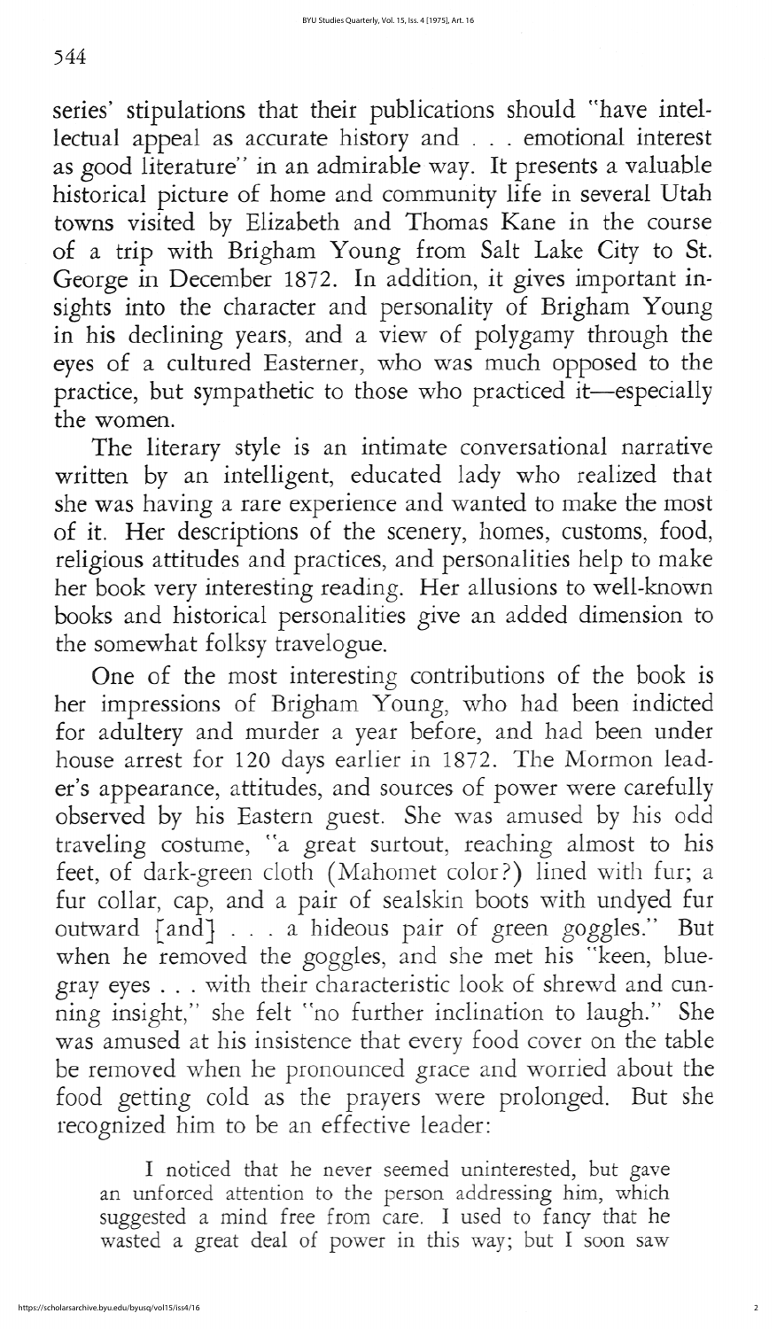series' stipulations that their publications should "have intellectual appeal as accurate history and . . . emotional interest as good literature" in an admirable way. It presents a valuable historical picture of home and community life in several Utah towns visited by Elizabeth and Thomas Kane in the course of a trip with Brigham Young from Salt Lake City to St. George in December 1872. In addition, it gives important insights into the character and personality of Brigham Young in his declining years, and a view of polygamy through the eyes of a cultured Easterner, who was much opposed to the practice, but sympathetic to those who practiced it—especially the women.

The literary style is an intimate conversational narrative written by an intelligent, educated lady who realized that she was having a rare experience and wanted to make the most of it. Her descriptions of the scenery, homes, customs, food, religious attitudes and practices, and personalities help to make her book very interesting reading. Her allusions to well-known books and historical personalities give an added dimension to the somewhat folksy travelogue.

One of the most interesting contributions of the book is her impressions of Brigham Young, who had been indicted for adultery and murder a year before, and had been under house arrest for 120 days earlier in 1872. The Mormon leader's appearance, attitudes, and sources of power were carefully observed by his Eastern guest. She was amused by his odd traveling costume, "a great surtout, reaching almost to his feet, of dark-green cloth (Mahomet color?) lined with fur; a fur collar, cap, and a pair of sealskin boots with undyed fur outward [and] . . . a hideous pair of green goggles." But when he removed the goggles, and she met his "keen, blue-gray eyes . . . with their characteristic look of shrewd and cunning insight," she felt "no further inclination to laugh." She was amused at his insistence that every food cover on the table be removed when he pronounced grace and worried about the food getting cold as the prayers were prolonged. But she recognized him to be an effective leader:

> I noticed that he never seemed uninterested, but gave an unforced attention to the person addressing him, which suggested a mind free from care. I used to fancy that he wasted a great deal of power in this way; but I soon saw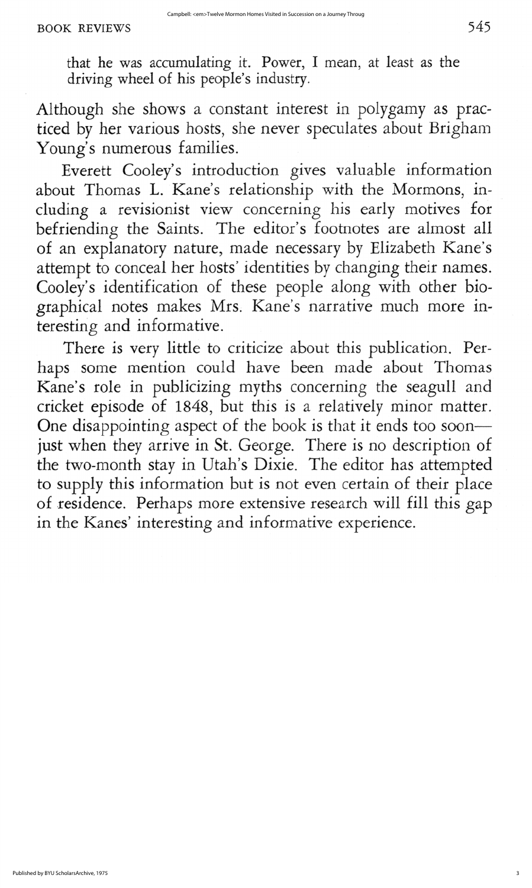that he was accumulating it. Power, I mean, at least as the driving wheel of his people's industry.

Although she shows a constant interest in polygamy as practiced by her various hosts, she never speculates about Brigham Young's numerous families.

Everett Cooley's introduction gives valuable information about Thomas L. Kane's relationship with the Mormons, including a revisionist view concerning his early motives for befriending the Saints. The editor's footnotes are almost all of an explanatory nature, made necessary by Elizabeth Kane's attempt to conceal her hosts' identities by changing their names. Cooley's identification of these people along with other biographical notes makes Mrs. Kane's narrative much more interesting and informative.

There is very little to criticize about this publication. Perhaps some mention could have been made about Thomas Kane's role in publicizing myths concerning the seagull and cricket episode of 1848, but this is a relatively minor matter. One disappointing aspect of the book is that it ends too soon—just when they arrive in St. George. There is no description of the two-month stay in Utah's Dixie. The editor has attempted to supply this information but is not even certain of their place of residence. Perhaps more extensive research will fill this gap in the Kanes' interesting and informative experience.